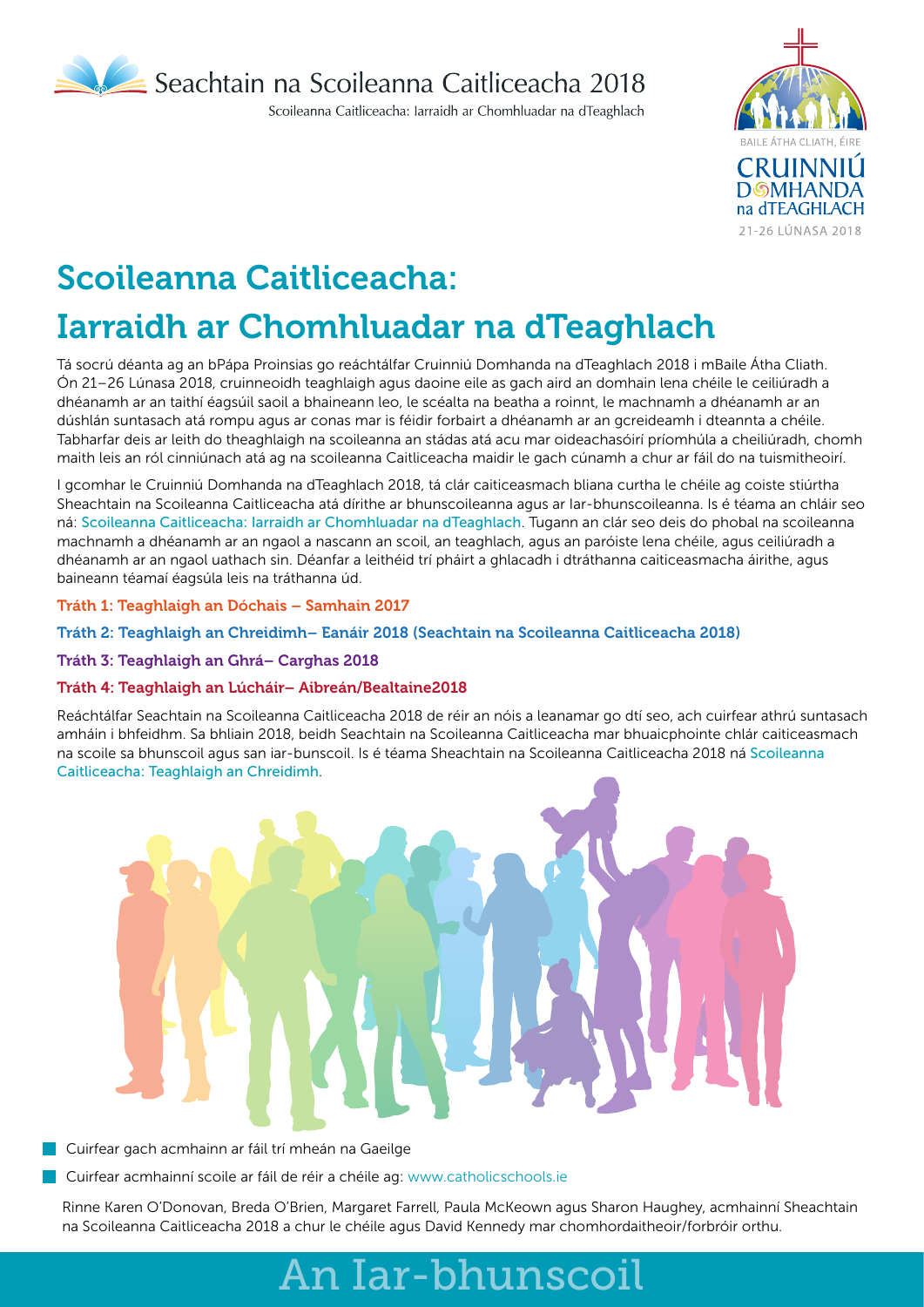Seachtain na Scoileanna Caitliceacha 2018

Scoileanna Caitliceacha: Iarraidh ar Chomhluadar na dTeaghlach

BAILE ÁTHA CLIATH, ÉIRE

CRUINNIÚ DOMHANDA na dTEAGHLACH

21-26 LÚNASA 2018

# Scoileanna Caitliceacha: Iarraidh ar Chomhluadar na dTeaghlach

Tá socrú déanta ag an bPápa Proinsias go reáchtálfar Cruinniú Domhanda na dTeaghlach 2018 i mBaile Átha Cliath. Ón 21–26 Lúnasa 2018, cruinneoidh teaghlaigh agus daoine eile as gach aird an domhain lena chéile le ceiliúradh a dhéanamh ar an taithí éagsúil saoil a bhaineann leo, le scéalta na beatha a roinnt, le machnamh a dhéanamh ar an dúshlán suntasach atá rompu agus ar conas mar is féidir forbairt a dhéanamh ar an gcreideamh i dteannta a chéile. Tabharfar deis ar leith do theaghlaigh na scoileanna an stádas atá acu mar oideachasóirí príomhúla a cheiliúradh, chomh maith leis an ról cinniúnach atá ag na scoileanna Caitliceacha maidir le gach cúnamh a chur ar fáil do na tuismitheoirí.

I gcomhar le Cruinniú Domhanda na dTeaghlach 2018, tá clár caiticeasmach bliana curtha le chéile ag coiste stiúrtha Sheachtain na Scoileanna Caitliceacha atá dírithe ar bhunscoileanna agus ar Iar-bhunscoileanna. Is é téama an chláir seo ná: Scoileanna Caitliceacha: Iarraidh ar Chomhluadar na dTeaghlach. Tugann an clár seo deis do phobal na scoileanna machnamh a dhéanamh ar an ngaol a nascann an scoil, an teaghlach, agus an paróiste lena chéile, agus ceiliúradh a dhéanamh ar an ngaol uathach sin. Déanfar a leithéid trí pháirt a ghlacadh i dtráthanna caiticeasmacha áirithe, agus baineann téamaí éagsúla leis na tráthanna úd.

**Tráth 1: Teaghlaigh an Dóchais – Samhain 2017**

**Tráth 2: Teaghlaigh an Chreidimh– Eanáir 2018 (Seachtain na Scoileanna Caitliceacha 2018)**

**Tráth 3: Teaghlaigh an Ghrá– Carghas 2018**

**Tráth 4: Teaghlaigh an Lúcháir– Aibreán/Bealtaine2018**

Reáchtálfar Seachtain na Scoileanna Caitliceacha 2018 de réir an nóis a leanamar go dtí seo, ach cuirfear athrú suntasach amháin i bhfeidhm. Sa bhliain 2018, beidh Seachtain na Scoileanna Caitliceacha mar bhuaicphointe chlár caiticeasmach na scoile sa bhunscoil agus san iar-bunscoil. Is é téama Sheachtain na Scoileanna Caitliceacha 2018 ná Scoileanna Caitliceacha: Teaghlaigh an Chreidimh.

- Cuirfear gach acmhainn ar fáil trí mheán na Gaeilge
- Cuirfear acmhainní scoile ar fáil de réir a chéile ag: www.catholicschools.ie

Rinne Karen O'Donovan, Breda O'Brien, Margaret Farrell, Paula McKeown agus Sharon Haughey, acmhainní Sheachtain na Scoileanna Caitliceacha 2018 a chur le chéile agus David Kennedy mar chomhordaitheoir/forbróir orthu.

## An Iar-bhunscoil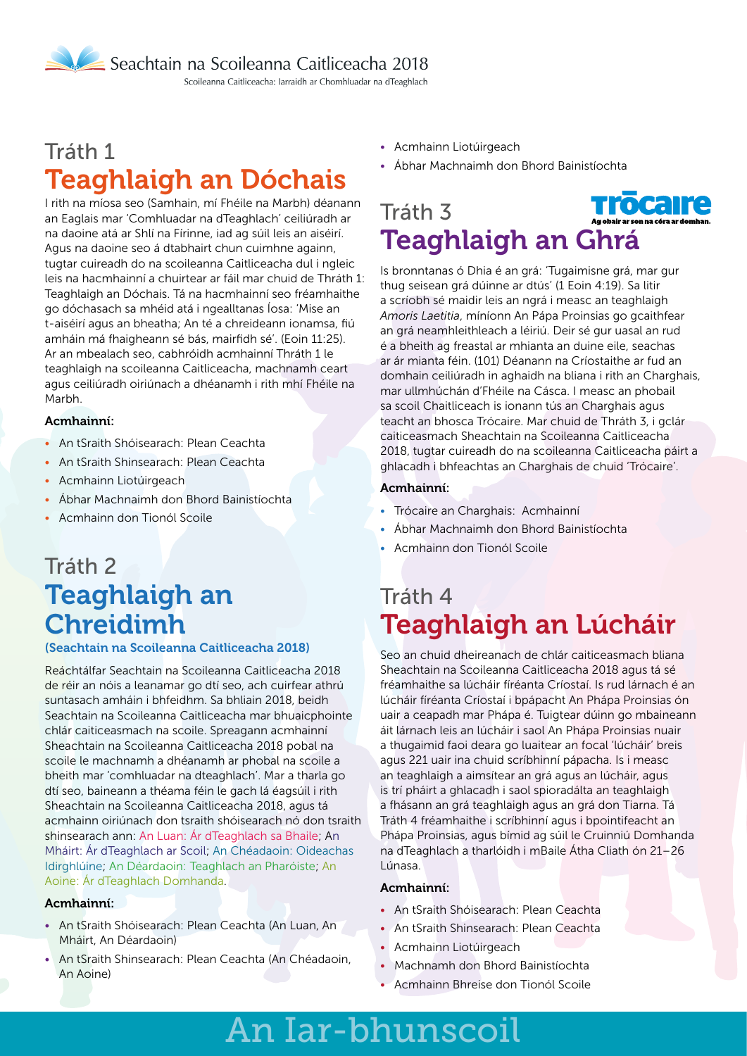## Tráth 1
# Teaghlaigh an Dóchais

I rith na míosa seo (Samhain, mí Fhéile na Marbh) déanann an Eaglais mar 'Comhluadar na dTeaghlach' ceiliúradh ar na daoine atá ar Shlí na Fírinne, iad ag súil leis an aiséirí. Agus na daoine seo á dtabhairt chun cuimhne againn, tugtar cuireadh do na scoileanna Caitliceacha dul i ngleic leis na hacmhainní a chuirtear ar fáil mar chuid de Thráth 1: Teaghlaigh an Dóchais. Tá na hacmhainní seo fréamhaithe go dóchasach sa mhéid atá i ngealltanas Íosa: 'Mise an t-aiséirí agus an bheatha; An té a chreideann ionamsa, fiú amháin má fhaigheann sé bás, mairfidh sé'. (Eoin 11:25). Ar an mbealach seo, cabhróidh acmhainní Thráth 1 le teaghlaigh na scoileanna Caitliceacha, machnamh ceart agus ceiliúradh oiriúnach a dhéanamh i rith mhí Fhéile na Marbh.

**Acmhainní:**

- An tSraith Shóisearach: Plean Ceachta
- An tSraith Shinsearach: Plean Ceachta
- Acmhainn Liotúirgeach
- Ábhar Machnaimh don Bhord Bainistíochta
- Acmhainn don Tionól Scoile

## Tráth 2
# Teaghlaigh an Chreidimh

**(Seachtain na Scoileanna Caitliceacha 2018)**

Reáchtálfar Seachtain na Scoileanna Caitliceacha 2018 de réir an nóis a leanamar go dtí seo, ach cuirfear athrú suntasach amháin i bhfeidhm. Sa bhliain 2018, beidh Seachtain na Scoileanna Caitliceacha mar bhuaicphointe chlár caiticeasmach na scoile. Spreagann acmhainní Sheachtain na Scoileanna Caitliceacha 2018 pobal na scoile le machnamh a dhéanamh ar phobal na scoile a bheith mar 'comhluadar na dteaghlach'. Mar a tharla go dtí seo, baineann a théama féin le gach lá éagsúil i rith Sheachtain na Scoileanna Caitliceacha 2018, agus tá acmhainn oiriúnach don tsraith shóisearach nó don tsraith shinsearach ann: An Luan: Ár dTeaghlach sa Bhaile; An Mháirt: Ár dTeaghlach ar Scoil; An Chéadaoin: Oideachas Idirghlúine; An Déardaoin: Teaghlach an Pharóiste; An Aoine: Ár dTeaghlach Domhanda.

**Acmhainní:**

- An tSraith Shóisearach: Plean Ceachta (An Luan, An Mháirt, An Déardaoin)
- An tSraith Shinsearach: Plean Ceachta (An Chéadaoin, An Aoine)
- Acmhainn Liotúirgeach
- Ábhar Machnaimh don Bhord Bainistíochta

## Tráth 3
# Teaghlaigh an Ghrá

Trócaire
Ag obair ar son na córa ar domhan.

Is bronntanas ó Dhia é an grá: 'Tugaimisne grá, mar gur thug seisean grá dúinne ar dtús' (1 Eoin 4:19). Sa litir a scríobh sé maidir leis an ngrá i measc an teaghlaigh *Amoris Laetitia*, míníonn An Pápa Proinsias go gcaithfear an grá neamhleithleach a léiriú. Deir sé gur uasal an rud é a bheith ag freastal ar mhianta an duine eile, seachas ar ár mianta féin. (101) Déanann na Críostaithe ar fud an domhain ceiliúradh in aghaidh na bliana i rith an Charghais, mar ullmhúchán d'Fhéile na Cásca. I measc an phobail sa scoil Chaitliceach is ionann tús an Charghais agus teacht an bhosca Trócaire. Mar chuid de Thráth 3, i gclár caiticeasmach Sheachtain na Scoileanna Caitliceacha 2018, tugtar cuireadh do na scoileanna Caitliceacha páirt a ghlacadh i bhfeachtas an Charghais de chuid 'Trócaire'.

**Acmhainní:**

- Trócaire an Charghais: Acmhainní
- Ábhar Machnaimh don Bhord Bainistíochta
- Acmhainn don Tionól Scoile

## Tráth 4
# Teaghlaigh an Lúcháir

Seo an chuid dheireanach de chlár caiticeasmach bliana Sheachtain na Scoileanna Caitliceacha 2018 agus tá sé fréamhaithe sa lúcháir fíréanta Críostaí. Is rud lárnach é an lúcháir fíréanta Críostaí i bpápacht An Phápa Proinsias ón uair a ceapadh mar Phápa é. Tuigtear dúinn go mbaineann áit lárnach leis an lúcháir i saol An Phápa Proinsias nuair a thugaimid faoi deara go luaitear an focal 'lúcháir' breis agus 221 uair ina chuid scríbhinní pápacha. Is i measc an teaghlaigh a aimsítear an grá agus an lúcháir, agus is trí pháirt a ghlacadh i saol spioradálta an teaghlaigh a fhásann an grá teaghlaigh agus an grá don Tiarna. Tá Tráth 4 fréamhaithe i scríbhinní agus i bpointifeacht an Phápa Proinsias, agus bímid ag súil le Cruinniú Domhanda na dTeaghlach a tharlóidh i mBaile Átha Cliath ón 21–26 Lúnasa.

**Acmhainní:**

- An tSraith Shóisearach: Plean Ceachta
- An tSraith Shinsearach: Plean Ceachta
- Acmhainn Liotúirgeach
- Machnamh don Bhord Bainistíochta
- Acmhainn Bhreise don Tionól Scoile

# An Iar-bhunscoil